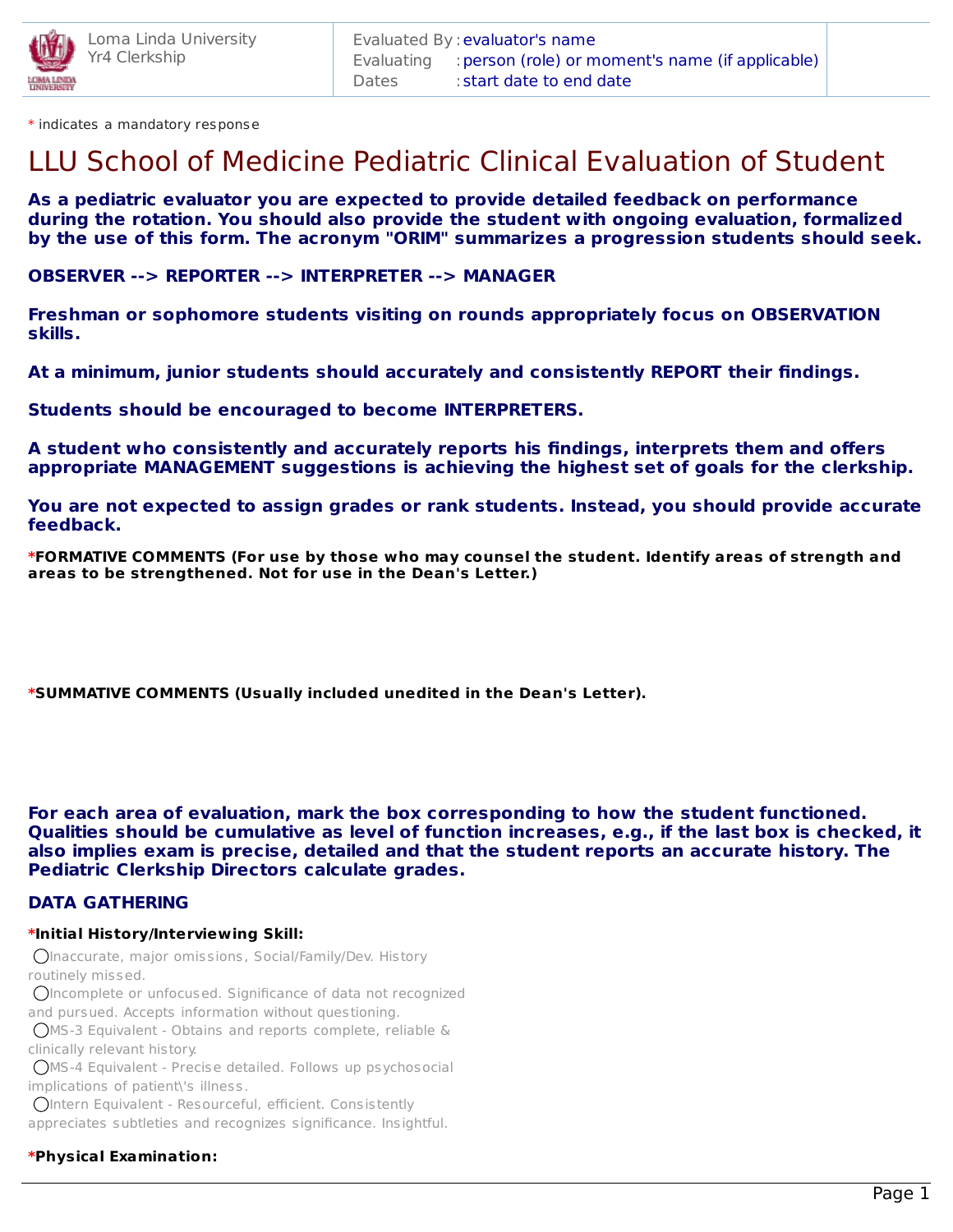Loma Linda University
Yr4 Clerkship

Evaluated By : evaluator's name
Evaluating : person (role) or moment's name (if applicable)
Dates : start date to end date

* indicates a mandatory response

# LLU School of Medicine Pediatric Clinical Evaluation of Student

**As a pediatric evaluator you are expected to provide detailed feedback on performance during the rotation. You should also provide the student with ongoing evaluation, formalized by the use of this form. The acronym "ORIM" summarizes a progression students should seek.**

**OBSERVER --> REPORTER --> INTERPRETER --> MANAGER**

**Freshman or sophomore students visiting on rounds appropriately focus on OBSERVATION skills.**

**At a minimum, junior students should accurately and consistently REPORT their findings.**

**Students should be encouraged to become INTERPRETERS.**

**A student who consistently and accurately reports his findings, interprets them and offers appropriate MANAGEMENT suggestions is achieving the highest set of goals for the clerkship.**

**You are not expected to assign grades or rank students. Instead, you should provide accurate feedback.**

***FORMATIVE COMMENTS (For use by those who may counsel the student. Identify areas of strength and areas to be strengthened. Not for use in the Dean's Letter.)**

***SUMMATIVE COMMENTS (Usually included unedited in the Dean's Letter).**

**For each area of evaluation, mark the box corresponding to how the student functioned. Qualities should be cumulative as level of function increases, e.g., if the last box is checked, it also implies exam is precise, detailed and that the student reports an accurate history. The Pediatric Clerkship Directors calculate grades.**

## DATA GATHERING

***Initial History/Interviewing Skill:**

- ◯ Inaccurate, major omissions, Social/Family/Dev. History routinely missed.
- ◯ Incomplete or unfocused. Significance of data not recognized and pursued. Accepts information without questioning.
- ◯ MS-3 Equivalent - Obtains and reports complete, reliable & clinically relevant history.
- ◯ MS-4 Equivalent - Precise detailed. Follows up psychosocial implications of patient\'s illness.
- ◯ Intern Equivalent - Resourceful, efficient. Consistently appreciates subtleties and recognizes significance. Insightful.

***Physical Examination:**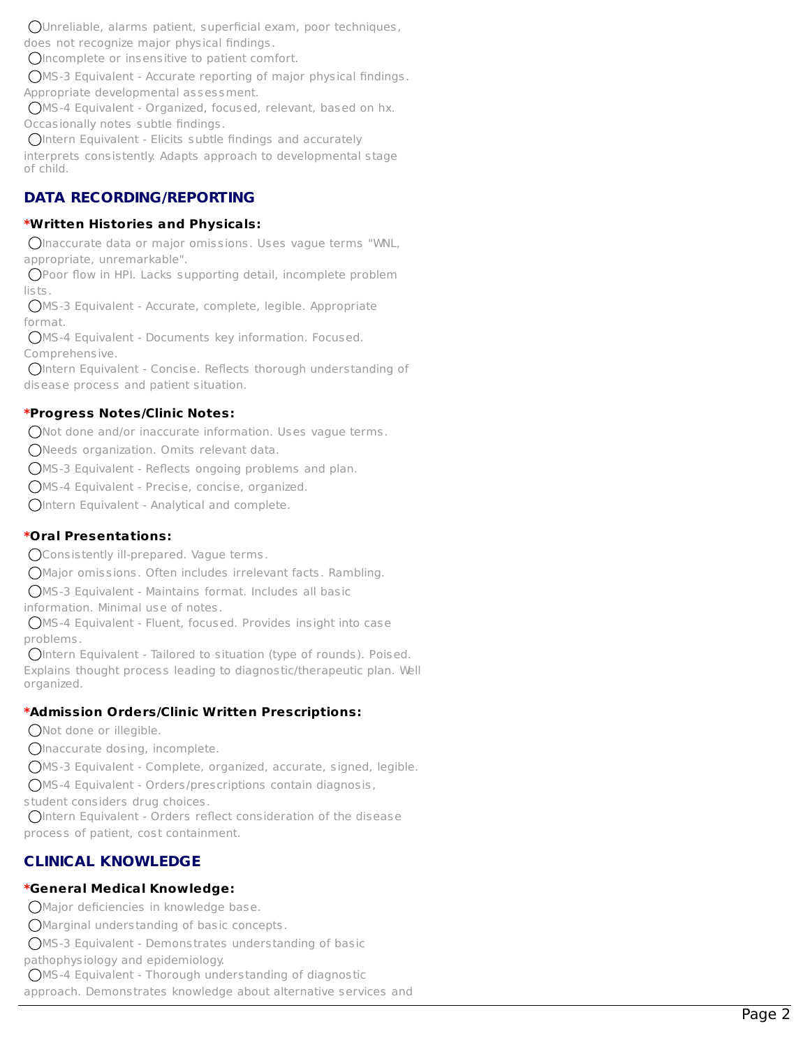- ◯Unreliable, alarms patient, superficial exam, poor techniques, does not recognize major physical findings.
- ◯Incomplete or insensitive to patient comfort.
- ◯MS-3 Equivalent - Accurate reporting of major physical findings. Appropriate developmental assessment.
- ◯MS-4 Equivalent - Organized, focused, relevant, based on hx. Occasionally notes subtle findings.
- ◯Intern Equivalent - Elicits subtle findings and accurately interprets consistently. Adapts approach to developmental stage of child.

## DATA RECORDING/REPORTING

**\*Written Histories and Physicals:**

- ◯Inaccurate data or major omissions. Uses vague terms "WNL, appropriate, unremarkable".
- ◯Poor flow in HPI. Lacks supporting detail, incomplete problem lists.
- ◯MS-3 Equivalent - Accurate, complete, legible. Appropriate format.
- ◯MS-4 Equivalent - Documents key information. Focused. Comprehensive.
- ◯Intern Equivalent - Concise. Reflects thorough understanding of disease process and patient situation.

**\*Progress Notes/Clinic Notes:**

- ◯Not done and/or inaccurate information. Uses vague terms.
- ◯Needs organization. Omits relevant data.
- ◯MS-3 Equivalent - Reflects ongoing problems and plan.
- ◯MS-4 Equivalent - Precise, concise, organized.
- ◯Intern Equivalent - Analytical and complete.

**\*Oral Presentations:**

- ◯Consistently ill-prepared. Vague terms.
- ◯Major omissions. Often includes irrelevant facts. Rambling.
- ◯MS-3 Equivalent - Maintains format. Includes all basic information. Minimal use of notes.
- ◯MS-4 Equivalent - Fluent, focused. Provides insight into case problems.
- ◯Intern Equivalent - Tailored to situation (type of rounds). Poised. Explains thought process leading to diagnostic/therapeutic plan. Well organized.

**\*Admission Orders/Clinic Written Prescriptions:**

- ◯Not done or illegible.
- ◯Inaccurate dosing, incomplete.
- ◯MS-3 Equivalent - Complete, organized, accurate, signed, legible.
- ◯MS-4 Equivalent - Orders/prescriptions contain diagnosis, student considers drug choices.
- ◯Intern Equivalent - Orders reflect consideration of the disease process of patient, cost containment.

## CLINICAL KNOWLEDGE

**\*General Medical Knowledge:**

- ◯Major deficiencies in knowledge base.
- ◯Marginal understanding of basic concepts.
- ◯MS-3 Equivalent - Demonstrates understanding of basic pathophysiology and epidemiology.
- ◯MS-4 Equivalent - Thorough understanding of diagnostic approach. Demonstrates knowledge about alternative services and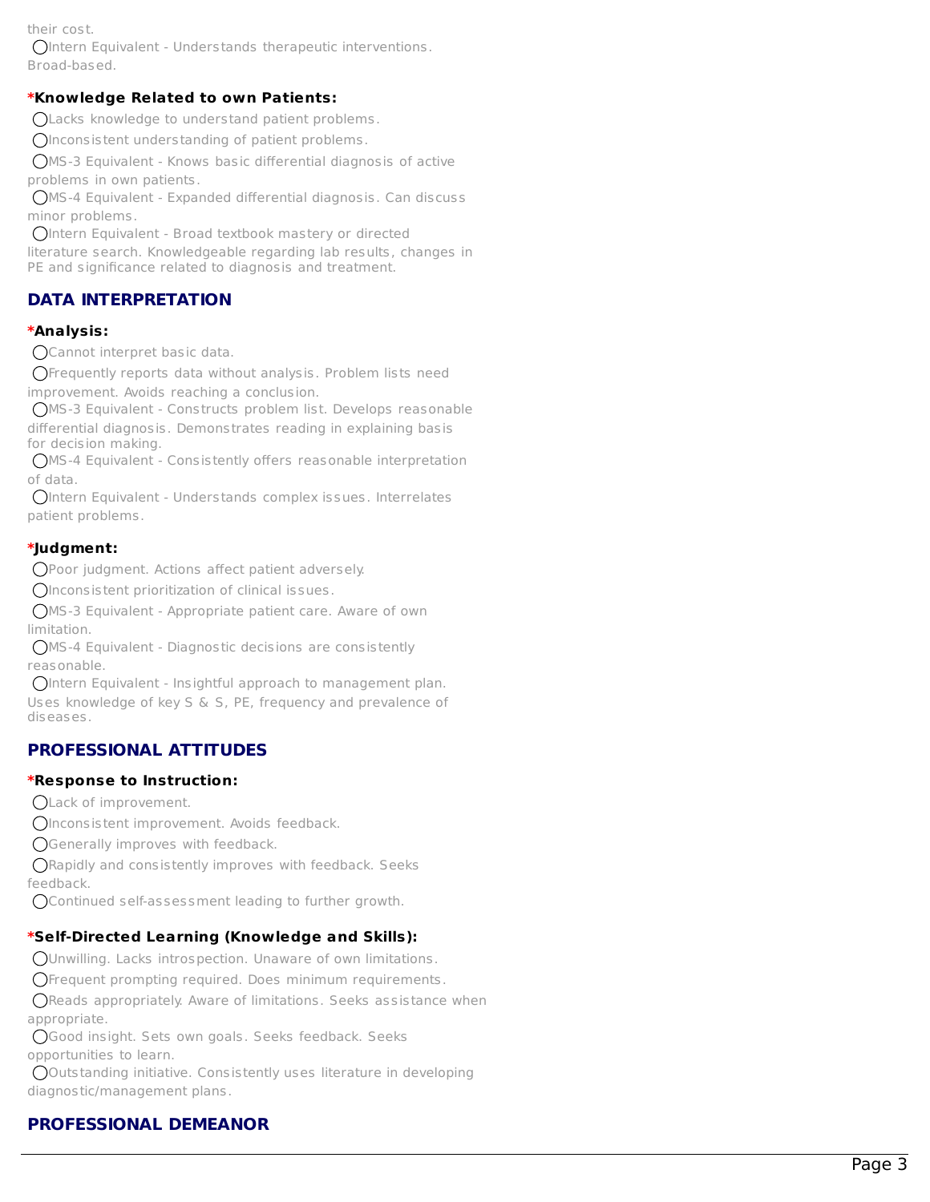their cost.

- Intern Equivalent - Understands therapeutic interventions. Broad-based.

**\*Knowledge Related to own Patients:**

- Lacks knowledge to understand patient problems.
- Inconsistent understanding of patient problems.
- MS-3 Equivalent - Knows basic differential diagnosis of active problems in own patients.
- MS-4 Equivalent - Expanded differential diagnosis. Can discuss minor problems.
- Intern Equivalent - Broad textbook mastery or directed literature search. Knowledgeable regarding lab results, changes in PE and significance related to diagnosis and treatment.

## DATA INTERPRETATION

**\*Analysis:**

- Cannot interpret basic data.
- Frequently reports data without analysis. Problem lists need improvement. Avoids reaching a conclusion.
- MS-3 Equivalent - Constructs problem list. Develops reasonable differential diagnosis. Demonstrates reading in explaining basis for decision making.
- MS-4 Equivalent - Consistently offers reasonable interpretation of data.
- Intern Equivalent - Understands complex issues. Interrelates patient problems.

**\*Judgment:**

- Poor judgment. Actions affect patient adversely.
- Inconsistent prioritization of clinical issues.
- MS-3 Equivalent - Appropriate patient care. Aware of own limitation.
- MS-4 Equivalent - Diagnostic decisions are consistently reasonable.
- Intern Equivalent - Insightful approach to management plan. Uses knowledge of key S & S, PE, frequency and prevalence of diseases.

## PROFESSIONAL ATTITUDES

**\*Response to Instruction:**

- Lack of improvement.
- Inconsistent improvement. Avoids feedback.
- Generally improves with feedback.
- Rapidly and consistently improves with feedback. Seeks feedback.
- Continued self-assessment leading to further growth.

**\*Self-Directed Learning (Knowledge and Skills):**

- Unwilling. Lacks introspection. Unaware of own limitations.
- Frequent prompting required. Does minimum requirements.
- Reads appropriately. Aware of limitations. Seeks assistance when appropriate.
- Good insight. Sets own goals. Seeks feedback. Seeks opportunities to learn.
- Outstanding initiative. Consistently uses literature in developing diagnostic/management plans.

## PROFESSIONAL DEMEANOR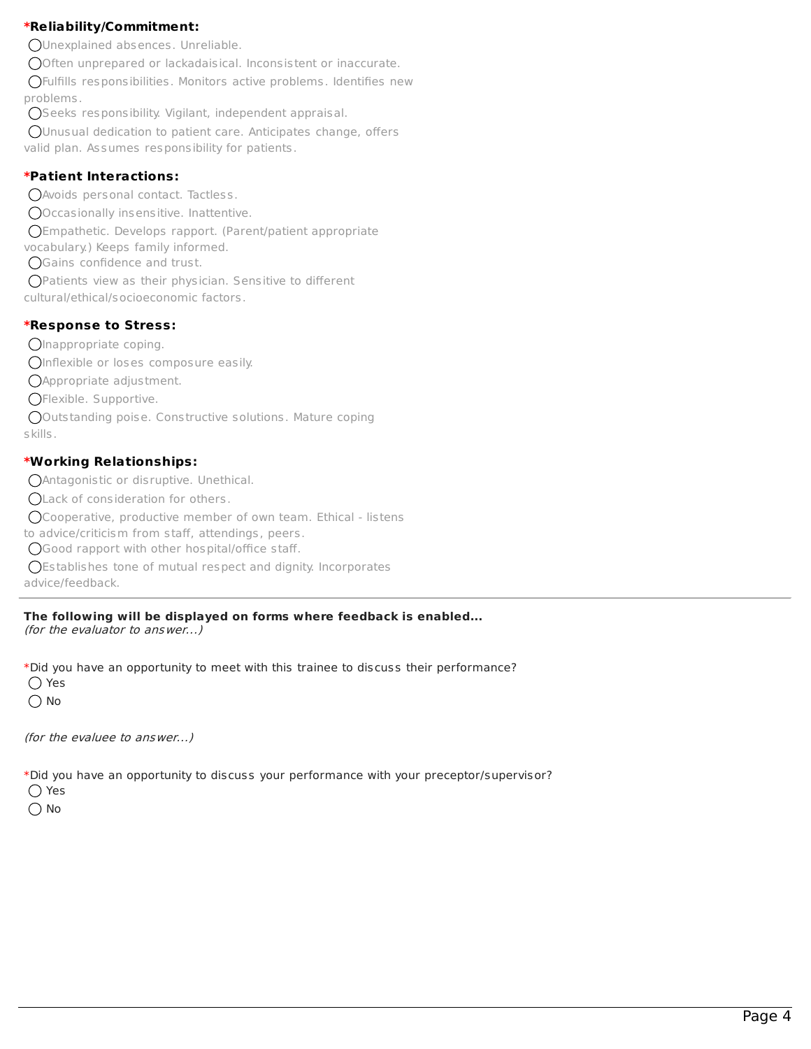**\*Reliability/Commitment:**

- ◯ Unexplained absences. Unreliable.
- ◯ Often unprepared or lackadaisical. Inconsistent or inaccurate.
- ◯ Fulfills responsibilities. Monitors active problems. Identifies new problems.
- ◯ Seeks responsibility. Vigilant, independent appraisal.
- ◯ Unusual dedication to patient care. Anticipates change, offers valid plan. Assumes responsibility for patients.

**\*Patient Interactions:**

- ◯ Avoids personal contact. Tactless.
- ◯ Occasionally insensitive. Inattentive.
- ◯ Empathetic. Develops rapport. (Parent/patient appropriate vocabulary.) Keeps family informed.
- ◯ Gains confidence and trust.
- ◯ Patients view as their physician. Sensitive to different cultural/ethical/socioeconomic factors.

**\*Response to Stress:**

- ◯ Inappropriate coping.
- ◯ Inflexible or loses composure easily.
- ◯ Appropriate adjustment.
- ◯ Flexible. Supportive.
- ◯ Outstanding poise. Constructive solutions. Mature coping skills.

**\*Working Relationships:**

- ◯ Antagonistic or disruptive. Unethical.
- ◯ Lack of consideration for others.
- ◯ Cooperative, productive member of own team. Ethical - listens to advice/criticism from staff, attendings, peers.
- ◯ Good rapport with other hospital/office staff.
- ◯ Establishes tone of mutual respect and dignity. Incorporates advice/feedback.

---

**The following will be displayed on forms where feedback is enabled...**
*(for the evaluator to answer...)*

\*Did you have an opportunity to meet with this trainee to discuss their performance?

- ◯ Yes
- ◯ No

*(for the evaluee to answer...)*

\*Did you have an opportunity to discuss your performance with your preceptor/supervisor?

- ◯ Yes
- ◯ No